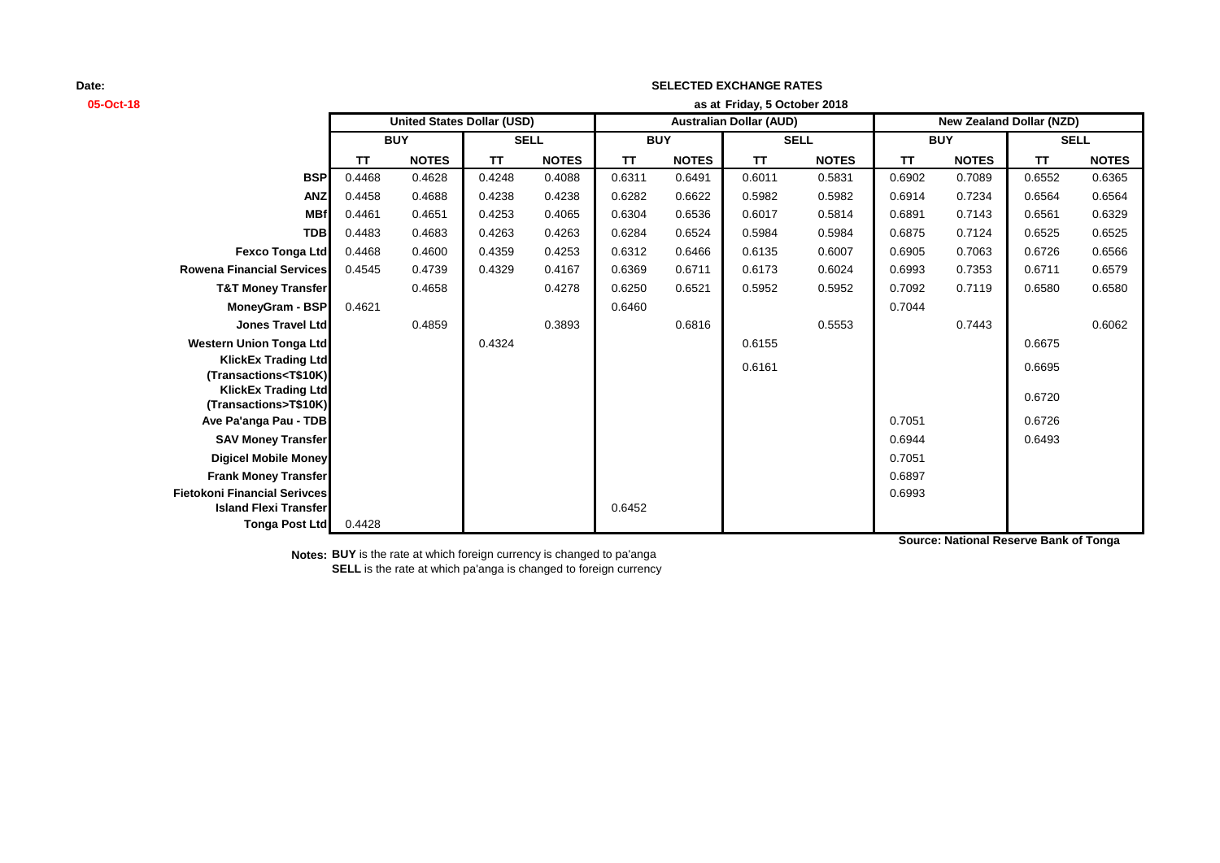**Date:** 05-Oct-18

# SELECTED EXCHANGE RATES

**as at Friday, 5 October 2018**

| | United States Dollar (USD) | | | | Australian Dollar (AUD) | | | | New Zealand Dollar (NZD) | | | |
|---|---|---|---|---|---|---|---|---|---|---|---|---|
| | BUY | | SELL | | BUY | | SELL | | BUY | | SELL | |
| | TT | NOTES | TT | NOTES | TT | NOTES | TT | NOTES | TT | NOTES | TT | NOTES |
| **BSP** | 0.4468 | 0.4628 | 0.4248 | 0.4088 | 0.6311 | 0.6491 | 0.6011 | 0.5831 | 0.6902 | 0.7089 | 0.6552 | 0.6365 |
| **ANZ** | 0.4458 | 0.4688 | 0.4238 | 0.4238 | 0.6282 | 0.6622 | 0.5982 | 0.5982 | 0.6914 | 0.7234 | 0.6564 | 0.6564 |
| **MBf** | 0.4461 | 0.4651 | 0.4253 | 0.4065 | 0.6304 | 0.6536 | 0.6017 | 0.5814 | 0.6891 | 0.7143 | 0.6561 | 0.6329 |
| **TDB** | 0.4483 | 0.4683 | 0.4263 | 0.4263 | 0.6284 | 0.6524 | 0.5984 | 0.5984 | 0.6875 | 0.7124 | 0.6525 | 0.6525 |
| **Fexco Tonga Ltd** | 0.4468 | 0.4600 | 0.4359 | 0.4253 | 0.6312 | 0.6466 | 0.6135 | 0.6007 | 0.6905 | 0.7063 | 0.6726 | 0.6566 |
| **Rowena Financial Services** | 0.4545 | 0.4739 | 0.4329 | 0.4167 | 0.6369 | 0.6711 | 0.6173 | 0.6024 | 0.6993 | 0.7353 | 0.6711 | 0.6579 |
| **T&T Money Transfer** | | 0.4658 | | 0.4278 | 0.6250 | 0.6521 | 0.5952 | 0.5952 | 0.7092 | 0.7119 | 0.6580 | 0.6580 |
| **MoneyGram - BSP** | 0.4621 | | | | 0.6460 | | | | 0.7044 | | | |
| **Jones Travel Ltd** | | 0.4859 | | 0.3893 | | 0.6816 | | 0.5553 | | 0.7443 | | 0.6062 |
| **Western Union Tonga Ltd** | | | 0.4324 | | | | 0.6155 | | | | 0.6675 | |
| **KlickEx Trading Ltd (Transactions<T$10K)** | | | | | | | 0.6161 | | | | 0.6695 | |
| **KlickEx Trading Ltd (Transactions>T$10K)** | | | | | | | | | | | 0.6720 | |
| **Ave Pa'anga Pau - TDB** | | | | | | | | | 0.7051 | | 0.6726 | |
| **SAV Money Transfer** | | | | | | | | | 0.6944 | | 0.6493 | |
| **Digicel Mobile Money** | | | | | | | | | 0.7051 | | | |
| **Frank Money Transfer** | | | | | | | | | 0.6897 | | | |
| **Fietokoni Financial Serivces** | | | | | | | | | 0.6993 | | | |
| **Island Flexi Transfer** | | | | | 0.6452 | | | | | | | |
| **Tonga Post Ltd** | 0.4428 | | | | | | | | | | | |

**Source: National Reserve Bank of Tonga**

**Notes:** **BUY** is the rate at which foreign currency is changed to pa'anga
**SELL** is the rate at which pa'anga is changed to foreign currency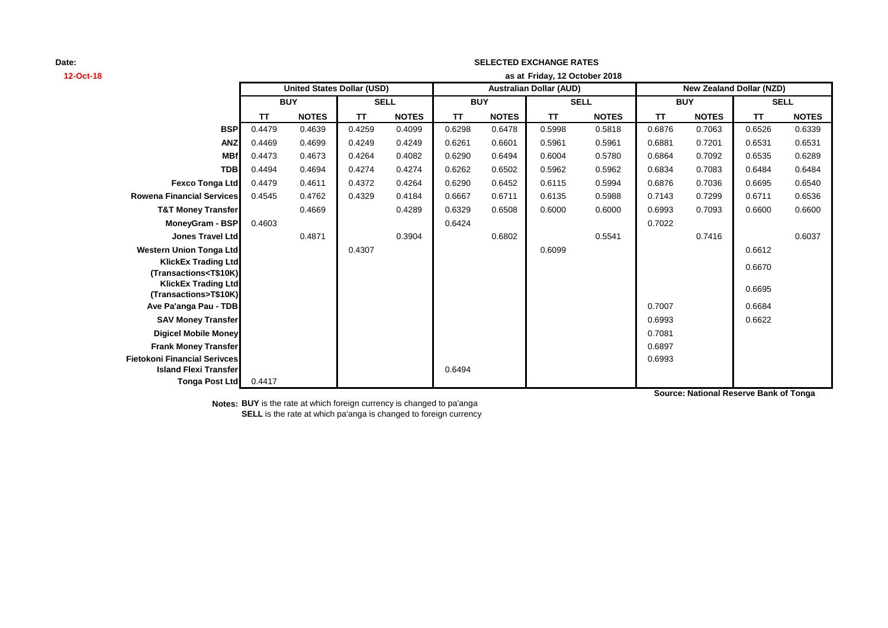**Date:**
**12-Oct-18**

**SELECTED EXCHANGE RATES**

**as at Friday, 12 October 2018**

| | United States Dollar (USD) | | | | Australian Dollar (AUD) | | | | New Zealand Dollar (NZD) | | | |
|---|---|---|---|---|---|---|---|---|---|---|---|---|
| | BUY | | SELL | | BUY | | SELL | | BUY | | SELL | |
| | TT | NOTES | TT | NOTES | TT | NOTES | TT | NOTES | TT | NOTES | TT | NOTES |
| **BSP** | 0.4479 | 0.4639 | 0.4259 | 0.4099 | 0.6298 | 0.6478 | 0.5998 | 0.5818 | 0.6876 | 0.7063 | 0.6526 | 0.6339 |
| **ANZ** | 0.4469 | 0.4699 | 0.4249 | 0.4249 | 0.6261 | 0.6601 | 0.5961 | 0.5961 | 0.6881 | 0.7201 | 0.6531 | 0.6531 |
| **MBf** | 0.4473 | 0.4673 | 0.4264 | 0.4082 | 0.6290 | 0.6494 | 0.6004 | 0.5780 | 0.6864 | 0.7092 | 0.6535 | 0.6289 |
| **TDB** | 0.4494 | 0.4694 | 0.4274 | 0.4274 | 0.6262 | 0.6502 | 0.5962 | 0.5962 | 0.6834 | 0.7083 | 0.6484 | 0.6484 |
| **Fexco Tonga Ltd** | 0.4479 | 0.4611 | 0.4372 | 0.4264 | 0.6290 | 0.6452 | 0.6115 | 0.5994 | 0.6876 | 0.7036 | 0.6695 | 0.6540 |
| **Rowena Financial Services** | 0.4545 | 0.4762 | 0.4329 | 0.4184 | 0.6667 | 0.6711 | 0.6135 | 0.5988 | 0.7143 | 0.7299 | 0.6711 | 0.6536 |
| **T&T Money Transfer** | | 0.4669 | | 0.4289 | 0.6329 | 0.6508 | 0.6000 | 0.6000 | 0.6993 | 0.7093 | 0.6600 | 0.6600 |
| **MoneyGram - BSP** | 0.4603 | | | | 0.6424 | | | | 0.7022 | | | |
| **Jones Travel Ltd** | | 0.4871 | | 0.3904 | | 0.6802 | | 0.5541 | | 0.7416 | | 0.6037 |
| **Western Union Tonga Ltd** | | | 0.4307 | | | | 0.6099 | | | | 0.6612 | |
| **KlickEx Trading Ltd (Transactions<T$10K)** | | | | | | | | | | | 0.6670 | |
| **KlickEx Trading Ltd (Transactions>T$10K)** | | | | | | | | | | | 0.6695 | |
| **Ave Pa'anga Pau - TDB** | | | | | | | | | 0.7007 | | 0.6684 | |
| **SAV Money Transfer** | | | | | | | | | 0.6993 | | 0.6622 | |
| **Digicel Mobile Money** | | | | | | | | | 0.7081 | | | |
| **Frank Money Transfer** | | | | | | | | | 0.6897 | | | |
| **Fietokoni Financial Serivces** | | | | | | | | | 0.6993 | | | |
| **Island Flexi Transfer** | | | | | 0.6494 | | | | | | | |
| **Tonga Post Ltd** | 0.4417 | | | | | | | | | | | |

**Source: National Reserve Bank of Tonga**

**Notes: BUY** is the rate at which foreign currency is changed to pa'anga
**SELL** is the rate at which pa'anga is changed to foreign currency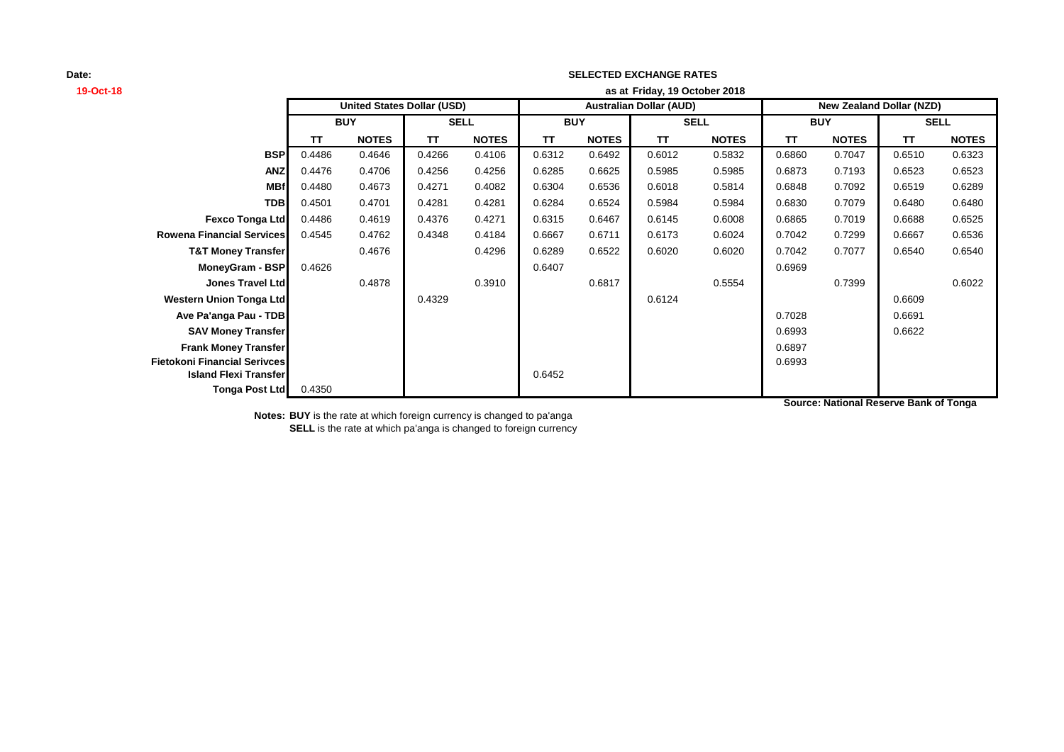**Date:** 19-Oct-18

**SELECTED EXCHANGE RATES**

**as at Friday, 19 October 2018**

| | United States Dollar (USD) | | | | Australian Dollar (AUD) | | | | New Zealand Dollar (NZD) | | | |
|---|---|---|---|---|---|---|---|---|---|---|---|---|
| | BUY | | SELL | | BUY | | SELL | | BUY | | SELL | |
| | TT | NOTES | TT | NOTES | TT | NOTES | TT | NOTES | TT | NOTES | TT | NOTES |
| **BSP** | 0.4486 | 0.4646 | 0.4266 | 0.4106 | 0.6312 | 0.6492 | 0.6012 | 0.5832 | 0.6860 | 0.7047 | 0.6510 | 0.6323 |
| **ANZ** | 0.4476 | 0.4706 | 0.4256 | 0.4256 | 0.6285 | 0.6625 | 0.5985 | 0.5985 | 0.6873 | 0.7193 | 0.6523 | 0.6523 |
| **MBf** | 0.4480 | 0.4673 | 0.4271 | 0.4082 | 0.6304 | 0.6536 | 0.6018 | 0.5814 | 0.6848 | 0.7092 | 0.6519 | 0.6289 |
| **TDB** | 0.4501 | 0.4701 | 0.4281 | 0.4281 | 0.6284 | 0.6524 | 0.5984 | 0.5984 | 0.6830 | 0.7079 | 0.6480 | 0.6480 |
| **Fexco Tonga Ltd** | 0.4486 | 0.4619 | 0.4376 | 0.4271 | 0.6315 | 0.6467 | 0.6145 | 0.6008 | 0.6865 | 0.7019 | 0.6688 | 0.6525 |
| **Rowena Financial Services** | 0.4545 | 0.4762 | 0.4348 | 0.4184 | 0.6667 | 0.6711 | 0.6173 | 0.6024 | 0.7042 | 0.7299 | 0.6667 | 0.6536 |
| **T&T Money Transfer** | | 0.4676 | | 0.4296 | 0.6289 | 0.6522 | 0.6020 | 0.6020 | 0.7042 | 0.7077 | 0.6540 | 0.6540 |
| **MoneyGram - BSP** | 0.4626 | | | | 0.6407 | | | | 0.6969 | | | |
| **Jones Travel Ltd** | | 0.4878 | | 0.3910 | | 0.6817 | | 0.5554 | | 0.7399 | | 0.6022 |
| **Western Union Tonga Ltd** | | | 0.4329 | | | | 0.6124 | | | | 0.6609 | |
| **Ave Pa'anga Pau - TDB** | | | | | | | | | 0.7028 | | 0.6691 | |
| **SAV Money Transfer** | | | | | | | | | 0.6993 | | 0.6622 | |
| **Frank Money Transfer** | | | | | | | | | 0.6897 | | | |
| **Fietokoni Financial Serivces** | | | | | | | | | 0.6993 | | | |
| **Island Flexi Transfer** | | | | | 0.6452 | | | | | | | |
| **Tonga Post Ltd** | 0.4350 | | | | | | | | | | | |

**Source: National Reserve Bank of Tonga**

**Notes: BUY** is the rate at which foreign currency is changed to pa'anga

**SELL** is the rate at which pa'anga is changed to foreign currency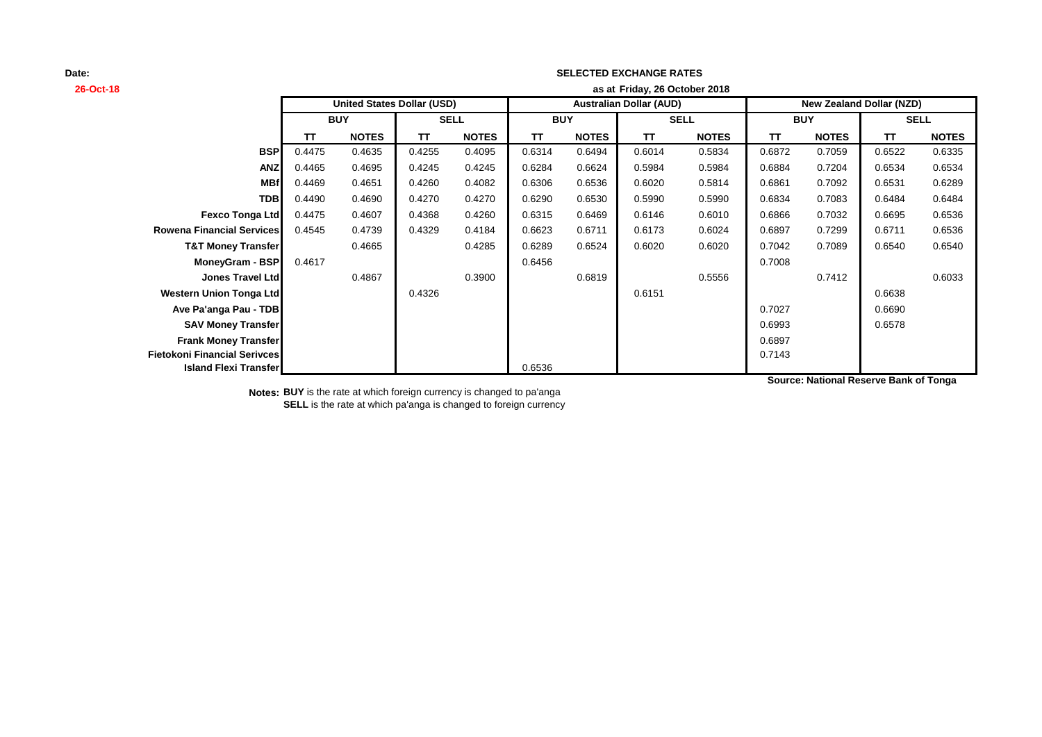Date:
26-Oct-18

**SELECTED EXCHANGE RATES**

**as at Friday, 26 October 2018**

| | United States Dollar (USD) | | | | Australian Dollar (AUD) | | | | New Zealand Dollar (NZD) | | | |
|---|---|---|---|---|---|---|---|---|---|---|---|---|
| | BUY | | SELL | | BUY | | SELL | | BUY | | SELL | |
| | TT | NOTES | TT | NOTES | TT | NOTES | TT | NOTES | TT | NOTES | TT | NOTES |
| BSP | 0.4475 | 0.4635 | 0.4255 | 0.4095 | 0.6314 | 0.6494 | 0.6014 | 0.5834 | 0.6872 | 0.7059 | 0.6522 | 0.6335 |
| ANZ | 0.4465 | 0.4695 | 0.4245 | 0.4245 | 0.6284 | 0.6624 | 0.5984 | 0.5984 | 0.6884 | 0.7204 | 0.6534 | 0.6534 |
| MBf | 0.4469 | 0.4651 | 0.4260 | 0.4082 | 0.6306 | 0.6536 | 0.6020 | 0.5814 | 0.6861 | 0.7092 | 0.6531 | 0.6289 |
| TDB | 0.4490 | 0.4690 | 0.4270 | 0.4270 | 0.6290 | 0.6530 | 0.5990 | 0.5990 | 0.6834 | 0.7083 | 0.6484 | 0.6484 |
| Fexco Tonga Ltd | 0.4475 | 0.4607 | 0.4368 | 0.4260 | 0.6315 | 0.6469 | 0.6146 | 0.6010 | 0.6866 | 0.7032 | 0.6695 | 0.6536 |
| Rowena Financial Services | 0.4545 | 0.4739 | 0.4329 | 0.4184 | 0.6623 | 0.6711 | 0.6173 | 0.6024 | 0.6897 | 0.7299 | 0.6711 | 0.6536 |
| T&T Money Transfer | | 0.4665 | | 0.4285 | 0.6289 | 0.6524 | 0.6020 | 0.6020 | 0.7042 | 0.7089 | 0.6540 | 0.6540 |
| MoneyGram - BSP | 0.4617 | | | | 0.6456 | | | | 0.7008 | | | |
| Jones Travel Ltd | | 0.4867 | | 0.3900 | | 0.6819 | | 0.5556 | | 0.7412 | | 0.6033 |
| Western Union Tonga Ltd | | | 0.4326 | | | | 0.6151 | | | | 0.6638 | |
| Ave Pa'anga Pau - TDB | | | | | | | | | 0.7027 | | 0.6690 | |
| SAV Money Transfer | | | | | | | | | 0.6993 | | 0.6578 | |
| Frank Money Transfer | | | | | | | | | 0.6897 | | | |
| Fietokoni Financial Serivces | | | | | | | | | 0.7143 | | | |
| Island Flexi Transfer | | | | | 0.6536 | | | | | | | |

**Source: National Reserve Bank of Tonga**

**Notes: BUY** is the rate at which foreign currency is changed to pa'anga
**SELL** is the rate at which pa'anga is changed to foreign currency